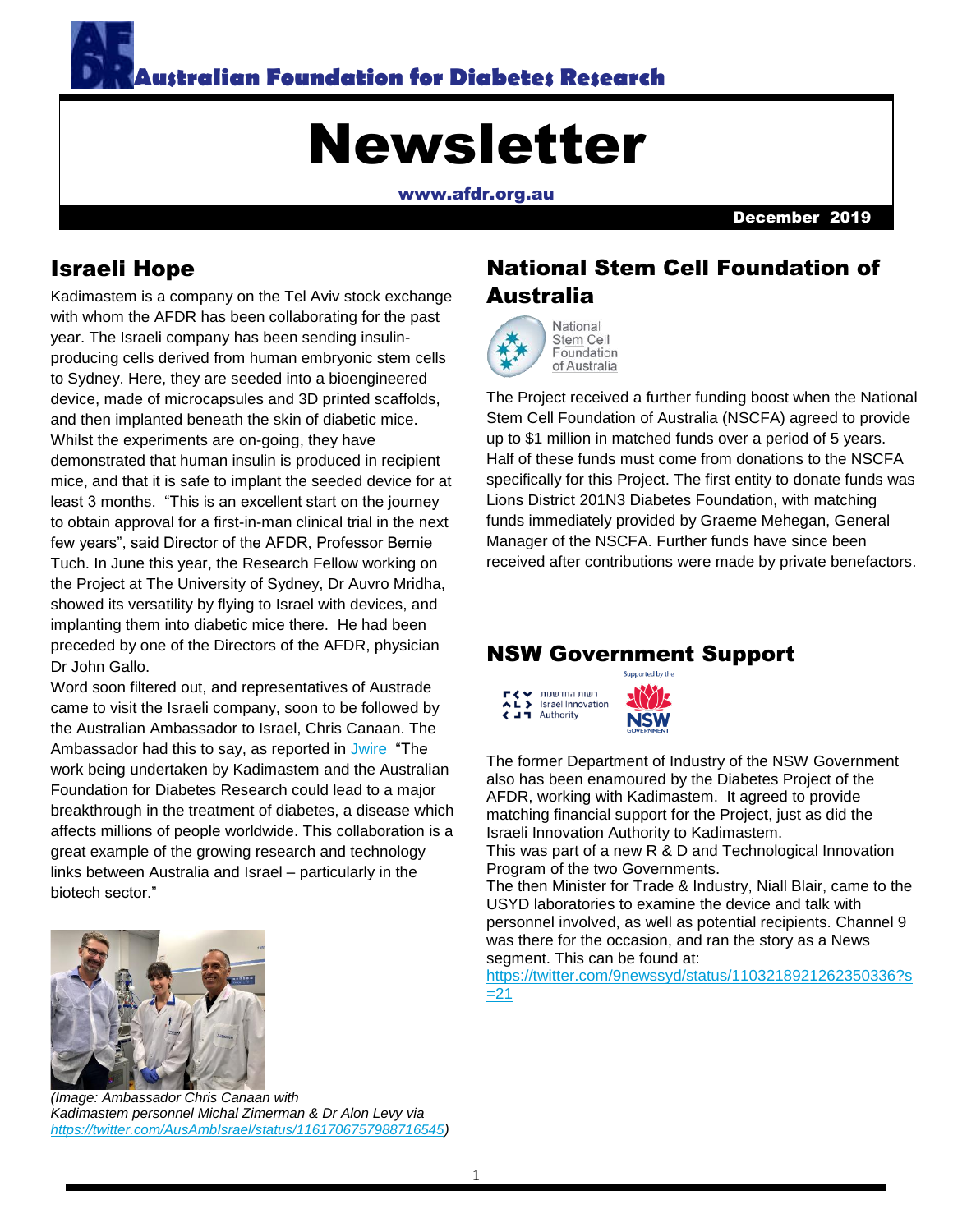# Australian Foundation for Diabetes Research

# Newsletter

www.afdr.org.au

December 2019

## Israeli Hope

Kadimastem is a company on the Tel Aviv stock exchange with whom the AFDR has been collaborating for the past year. The Israeli company has been sending insulin-producing cells derived from human embryonic stem cells to Sydney. Here, they are seeded into a bioengineered device, made of microcapsules and 3D printed scaffolds, and then implanted beneath the skin of diabetic mice. Whilst the experiments are on-going, they have demonstrated that human insulin is produced in recipient mice, and that it is safe to implant the seeded device for at least 3 months. "This is an excellent start on the journey to obtain approval for a first-in-man clinical trial in the next few years", said Director of the AFDR, Professor Bernie Tuch. In June this year, the Research Fellow working on the Project at The University of Sydney, Dr Auvro Mridha, showed its versatility by flying to Israel with devices, and implanting them into diabetic mice there. He had been preceded by one of the Directors of the AFDR, physician Dr John Gallo.

Word soon filtered out, and representatives of Austrade came to visit the Israeli company, soon to be followed by the Australian Ambassador to Israel, Chris Canaan. The Ambassador had this to say, as reported in Jwire "The work being undertaken by Kadimastem and the Australian Foundation for Diabetes Research could lead to a major breakthrough in the treatment of diabetes, a disease which affects millions of people worldwide. This collaboration is a great example of the growing research and technology links between Australia and Israel – particularly in the biotech sector."

*(Image: Ambassador Chris Canaan with Kadimastem personnel Michal Zimerman & Dr Alon Levy via https://twitter.com/AusAmbIsrael/status/1161706757988716545)*

## National Stem Cell Foundation of Australia

The Project received a further funding boost when the National Stem Cell Foundation of Australia (NSCFA) agreed to provide up to $1 million in matched funds over a period of 5 years. Half of these funds must come from donations to the NSCFA specifically for this Project. The first entity to donate funds was Lions District 201N3 Diabetes Foundation, with matching funds immediately provided by Graeme Mehegan, General Manager of the NSCFA. Further funds have since been received after contributions were made by private benefactors.

## NSW Government Support

The former Department of Industry of the NSW Government also has been enamoured by the Diabetes Project of the AFDR, working with Kadimastem. It agreed to provide matching financial support for the Project, just as did the Israeli Innovation Authority to Kadimastem.

This was part of a new R & D and Technological Innovation Program of the two Governments.

The then Minister for Trade & Industry, Niall Blair, came to the USYD laboratories to examine the device and talk with personnel involved, as well as potential recipients. Channel 9 was there for the occasion, and ran the story as a News segment. This can be found at: https://twitter.com/9newssyd/status/1103218921262350336?s=21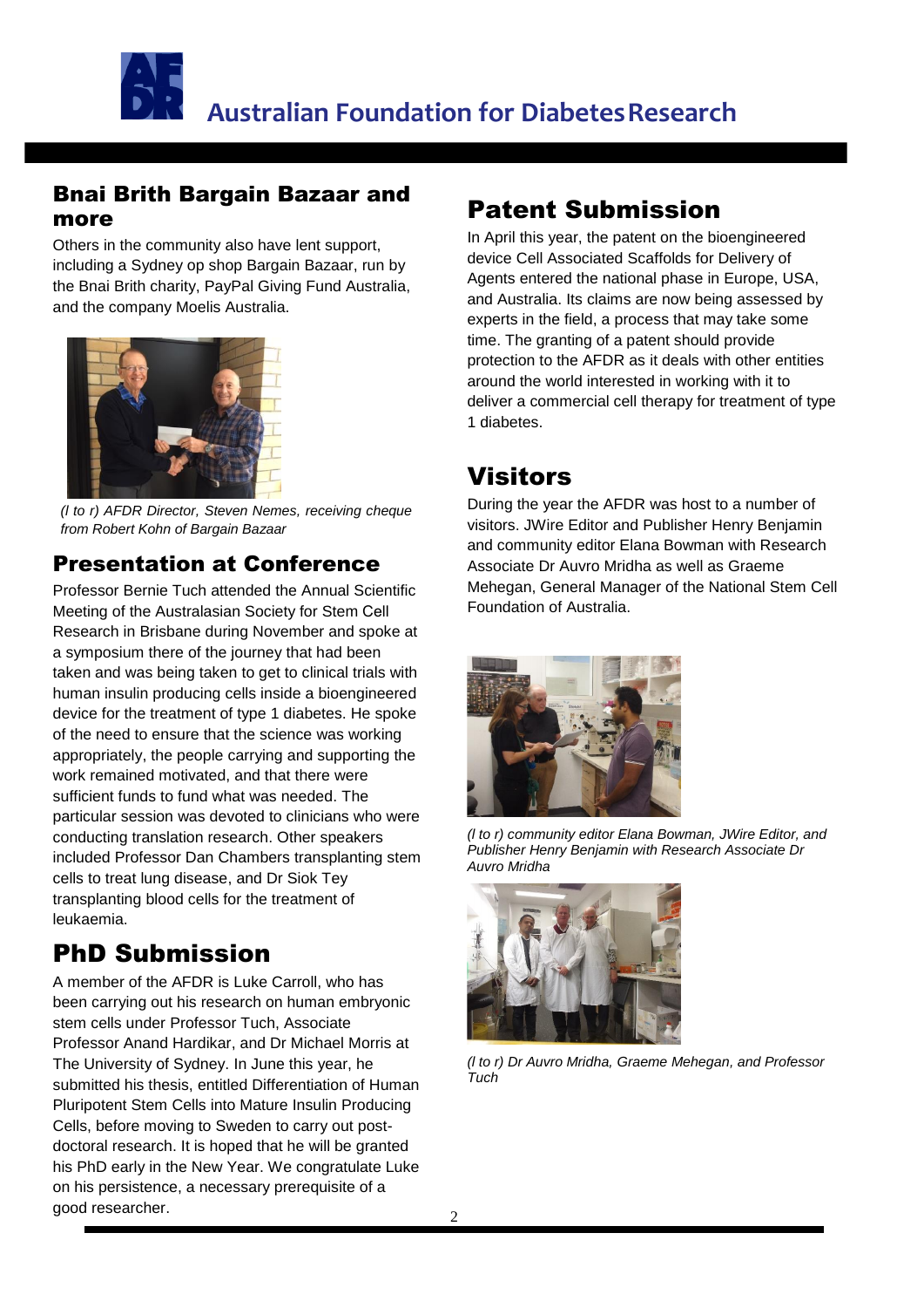# Australian Foundation for Diabetes Research

## Bnai Brith Bargain Bazaar and more

Others in the community also have lent support, including a Sydney op shop Bargain Bazaar, run by the Bnai Brith charity, PayPal Giving Fund Australia, and the company Moelis Australia.

*(l to r) AFDR Director, Steven Nemes, receiving cheque from Robert Kohn of Bargain Bazaar*

## Presentation at Conference

Professor Bernie Tuch attended the Annual Scientific Meeting of the Australasian Society for Stem Cell Research in Brisbane during November and spoke at a symposium there of the journey that had been taken and was being taken to get to clinical trials with human insulin producing cells inside a bioengineered device for the treatment of type 1 diabetes. He spoke of the need to ensure that the science was working appropriately, the people carrying and supporting the work remained motivated, and that there were sufficient funds to fund what was needed. The particular session was devoted to clinicians who were conducting translation research. Other speakers included Professor Dan Chambers transplanting stem cells to treat lung disease, and Dr Siok Tey transplanting blood cells for the treatment of leukaemia.

## PhD Submission

A member of the AFDR is Luke Carroll, who has been carrying out his research on human embryonic stem cells under Professor Tuch, Associate Professor Anand Hardikar, and Dr Michael Morris at The University of Sydney. In June this year, he submitted his thesis, entitled Differentiation of Human Pluripotent Stem Cells into Mature Insulin Producing Cells, before moving to Sweden to carry out post-doctoral research. It is hoped that he will be granted his PhD early in the New Year. We congratulate Luke on his persistence, a necessary prerequisite of a good researcher.

## Patent Submission

In April this year, the patent on the bioengineered device Cell Associated Scaffolds for Delivery of Agents entered the national phase in Europe, USA, and Australia. Its claims are now being assessed by experts in the field, a process that may take some time. The granting of a patent should provide protection to the AFDR as it deals with other entities around the world interested in working with it to deliver a commercial cell therapy for treatment of type 1 diabetes.

## Visitors

During the year the AFDR was host to a number of visitors. JWire Editor and Publisher Henry Benjamin and community editor Elana Bowman with Research Associate Dr Auvro Mridha as well as Graeme Mehegan, General Manager of the National Stem Cell Foundation of Australia.

*(l to r) community editor Elana Bowman, JWire Editor, and Publisher Henry Benjamin with Research Associate Dr Auvro Mridha*

*(l to r) Dr Auvro Mridha, Graeme Mehegan, and Professor Tuch*